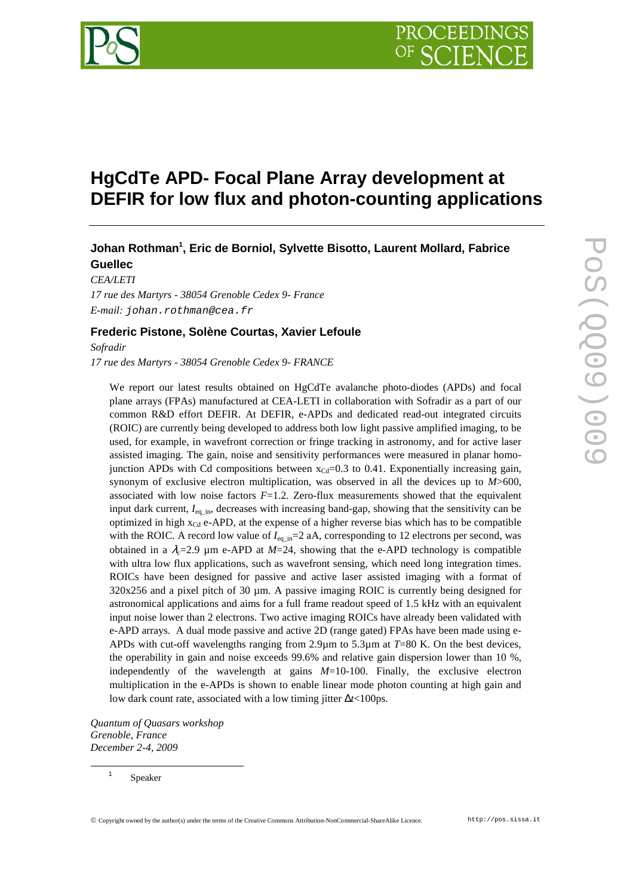# HgCdTe APD- Focal Plane Array development at DEFIR for low flux and photon-counting applications

**Johan Rothman[1], Eric de Borniol, Sylvette Bisotto, Laurent Mollard, Fabrice Guellec**

*CEA/LETI*
*17 rue des Martyrs - 38054 Grenoble Cedex 9- France*
*E-mail:* johan.rothman@cea.fr

**Frederic Pistone, Solène Courtas, Xavier Lefoule**

*Sofradir*
*17 rue des Martyrs - 38054 Grenoble Cedex 9- FRANCE*

We report our latest results obtained on HgCdTe avalanche photo-diodes (APDs) and focal plane arrays (FPAs) manufactured at CEA-LETI in collaboration with Sofradir as a part of our common R&D effort DEFIR. At DEFIR, e-APDs and dedicated read-out integrated circuits (ROIC) are currently being developed to address both low light passive amplified imaging, to be used, for example, in wavefront correction or fringe tracking in astronomy, and for active laser assisted imaging. The gain, noise and sensitivity performances were measured in planar homo-junction APDs with Cd compositions between $x_{Cd}$=0.3 to 0.41. Exponentially increasing gain, synonym of exclusive electron multiplication, was observed in all the devices up to $M$>600, associated with low noise factors $F$=1.2. Zero-flux measurements showed that the equivalent input dark current, $I_{eq\_in}$, decreases with increasing band-gap, showing that the sensitivity can be optimized in high $x_{Cd}$ e-APD, at the expense of a higher reverse bias which has to be compatible with the ROIC. A record low value of $I_{eq\_in}$=2 aA, corresponding to 12 electrons per second, was obtained in a $\lambda_c$=2.9 µm e-APD at $M$=24, showing that the e-APD technology is compatible with ultra low flux applications, such as wavefront sensing, which need long integration times. ROICs have been designed for passive and active laser assisted imaging with a format of 320x256 and a pixel pitch of 30 µm. A passive imaging ROIC is currently being designed for astronomical applications and aims for a full frame readout speed of 1.5 kHz with an equivalent input noise lower than 2 electrons. Two active imaging ROICs have already been validated with e-APD arrays. A dual mode passive and active 2D (range gated) FPAs have been made using e-APDs with cut-off wavelengths ranging from 2.9µm to 5.3µm at $T$=80 K. On the best devices, the operability in gain and noise exceeds 99.6% and relative gain dispersion lower than 10 %, independently of the wavelength at gains $M$=10-100. Finally, the exclusive electron multiplication in the e-APDs is shown to enable linear mode photon counting at high gain and low dark count rate, associated with a low timing jitter $\Delta t$<100ps.

*Quantum of Quasars workshop*
*Grenoble, France*
*December 2-4, 2009*

[1] Speaker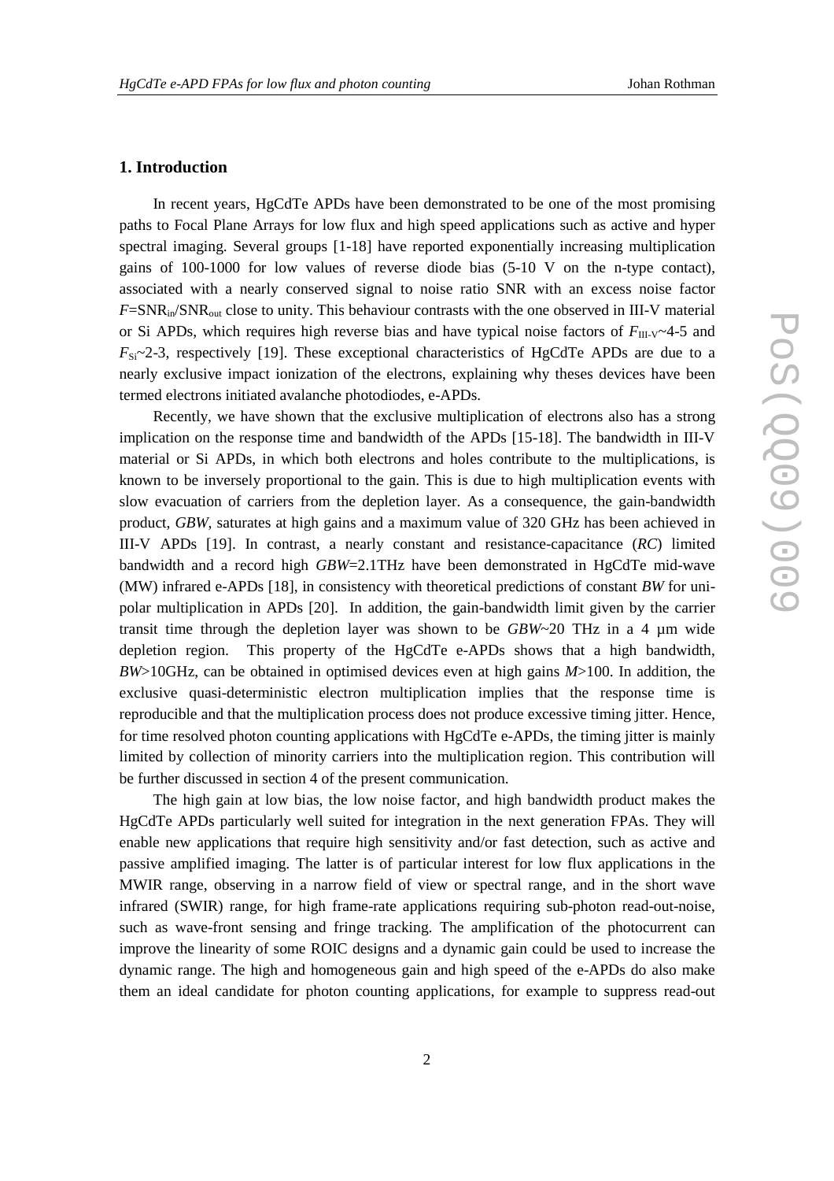## 1. Introduction

In recent years, HgCdTe APDs have been demonstrated to be one of the most promising paths to Focal Plane Arrays for low flux and high speed applications such as active and hyper spectral imaging. Several groups [1-18] have reported exponentially increasing multiplication gains of 100-1000 for low values of reverse diode bias (5-10 V on the n-type contact), associated with a nearly conserved signal to noise ratio SNR with an excess noise factor $F=\mathrm{SNR}_{in}/\mathrm{SNR}_{out}$ close to unity. This behaviour contrasts with the one observed in III-V material or Si APDs, which requires high reverse bias and have typical noise factors of $F_{\text{III-V}}$~4-5 and $F_{Si}$~2-3, respectively [19]. These exceptional characteristics of HgCdTe APDs are due to a nearly exclusive impact ionization of the electrons, explaining why theses devices have been termed electrons initiated avalanche photodiodes, e-APDs.

Recently, we have shown that the exclusive multiplication of electrons also has a strong implication on the response time and bandwidth of the APDs [15-18]. The bandwidth in III-V material or Si APDs, in which both electrons and holes contribute to the multiplications, is known to be inversely proportional to the gain. This is due to high multiplication events with slow evacuation of carriers from the depletion layer. As a consequence, the gain-bandwidth product, *GBW*, saturates at high gains and a maximum value of 320 GHz has been achieved in III-V APDs [19]. In contrast, a nearly constant and resistance-capacitance (*RC*) limited bandwidth and a record high *GBW*=2.1THz have been demonstrated in HgCdTe mid-wave (MW) infrared e-APDs [18], in consistency with theoretical predictions of constant *BW* for uni-polar multiplication in APDs [20]. In addition, the gain-bandwidth limit given by the carrier transit time through the depletion layer was shown to be *GBW*~20 THz in a 4 µm wide depletion region. This property of the HgCdTe e-APDs shows that a high bandwidth, *BW*>10GHz, can be obtained in optimised devices even at high gains *M*>100. In addition, the exclusive quasi-deterministic electron multiplication implies that the response time is reproducible and that the multiplication process does not produce excessive timing jitter. Hence, for time resolved photon counting applications with HgCdTe e-APDs, the timing jitter is mainly limited by collection of minority carriers into the multiplication region. This contribution will be further discussed in section 4 of the present communication.

The high gain at low bias, the low noise factor, and high bandwidth product makes the HgCdTe APDs particularly well suited for integration in the next generation FPAs. They will enable new applications that require high sensitivity and/or fast detection, such as active and passive amplified imaging. The latter is of particular interest for low flux applications in the MWIR range, observing in a narrow field of view or spectral range, and in the short wave infrared (SWIR) range, for high frame-rate applications requiring sub-photon read-out-noise, such as wave-front sensing and fringe tracking. The amplification of the photocurrent can improve the linearity of some ROIC designs and a dynamic gain could be used to increase the dynamic range. The high and homogeneous gain and high speed of the e-APDs do also make them an ideal candidate for photon counting applications, for example to suppress read-out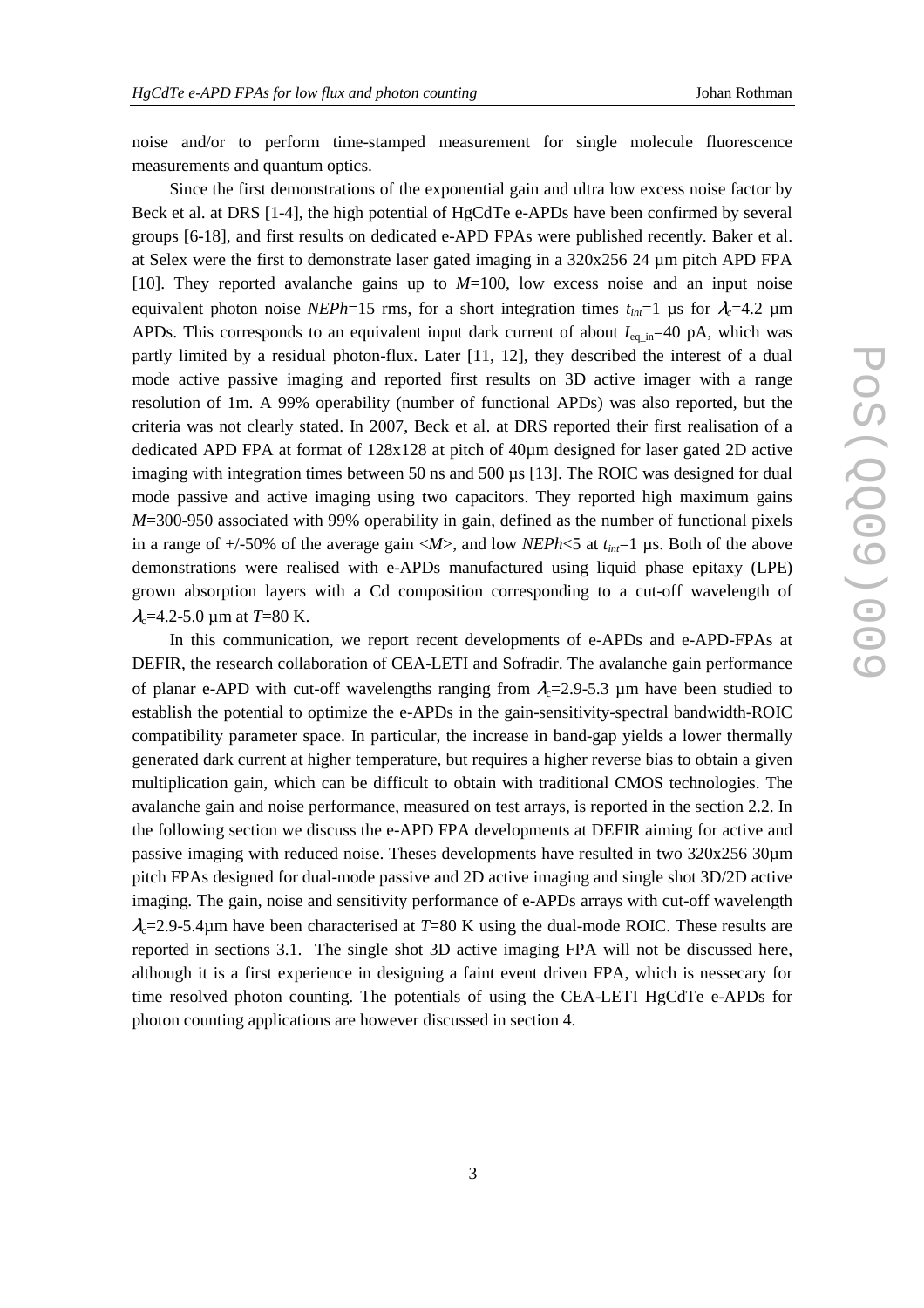noise and/or to perform time-stamped measurement for single molecule fluorescence measurements and quantum optics.

Since the first demonstrations of the exponential gain and ultra low excess noise factor by Beck et al. at DRS [1-4], the high potential of HgCdTe e-APDs have been confirmed by several groups [6-18], and first results on dedicated e-APD FPAs were published recently. Baker et al. at Selex were the first to demonstrate laser gated imaging in a 320x256 24 µm pitch APD FPA [10]. They reported avalanche gains up to $M$=100, low excess noise and an input noise equivalent photon noise $NEPh$=15 rms, for a short integration times $t_{int}$=1 µs for $\lambda_c$=4.2 µm APDs. This corresponds to an equivalent input dark current of about $I_{eq\_in}$=40 pA, which was partly limited by a residual photon-flux. Later [11, 12], they described the interest of a dual mode active passive imaging and reported first results on 3D active imager with a range resolution of 1m. A 99% operability (number of functional APDs) was also reported, but the criteria was not clearly stated. In 2007, Beck et al. at DRS reported their first realisation of a dedicated APD FPA at format of 128x128 at pitch of 40µm designed for laser gated 2D active imaging with integration times between 50 ns and 500 µs [13]. The ROIC was designed for dual mode passive and active imaging using two capacitors. They reported high maximum gains $M$=300-950 associated with 99% operability in gain, defined as the number of functional pixels in a range of +/-50% of the average gain $<M>$, and low $NEPh$<5 at $t_{int}$=1 µs. Both of the above demonstrations were realised with e-APDs manufactured using liquid phase epitaxy (LPE) grown absorption layers with a Cd composition corresponding to a cut-off wavelength of $\lambda_c$=4.2-5.0 µm at $T$=80 K.

In this communication, we report recent developments of e-APDs and e-APD-FPAs at DEFIR, the research collaboration of CEA-LETI and Sofradir. The avalanche gain performance of planar e-APD with cut-off wavelengths ranging from $\lambda_c$=2.9-5.3 µm have been studied to establish the potential to optimize the e-APDs in the gain-sensitivity-spectral bandwidth-ROIC compatibility parameter space. In particular, the increase in band-gap yields a lower thermally generated dark current at higher temperature, but requires a higher reverse bias to obtain a given multiplication gain, which can be difficult to obtain with traditional CMOS technologies. The avalanche gain and noise performance, measured on test arrays, is reported in the section 2.2. In the following section we discuss the e-APD FPA developments at DEFIR aiming for active and passive imaging with reduced noise. Theses developments have resulted in two 320x256 30µm pitch FPAs designed for dual-mode passive and 2D active imaging and single shot 3D/2D active imaging. The gain, noise and sensitivity performance of e-APDs arrays with cut-off wavelength $\lambda_c$=2.9-5.4µm have been characterised at $T$=80 K using the dual-mode ROIC. These results are reported in sections 3.1. The single shot 3D active imaging FPA will not be discussed here, although it is a first experience in designing a faint event driven FPA, which is nessecary for time resolved photon counting. The potentials of using the CEA-LETI HgCdTe e-APDs for photon counting applications are however discussed in section 4.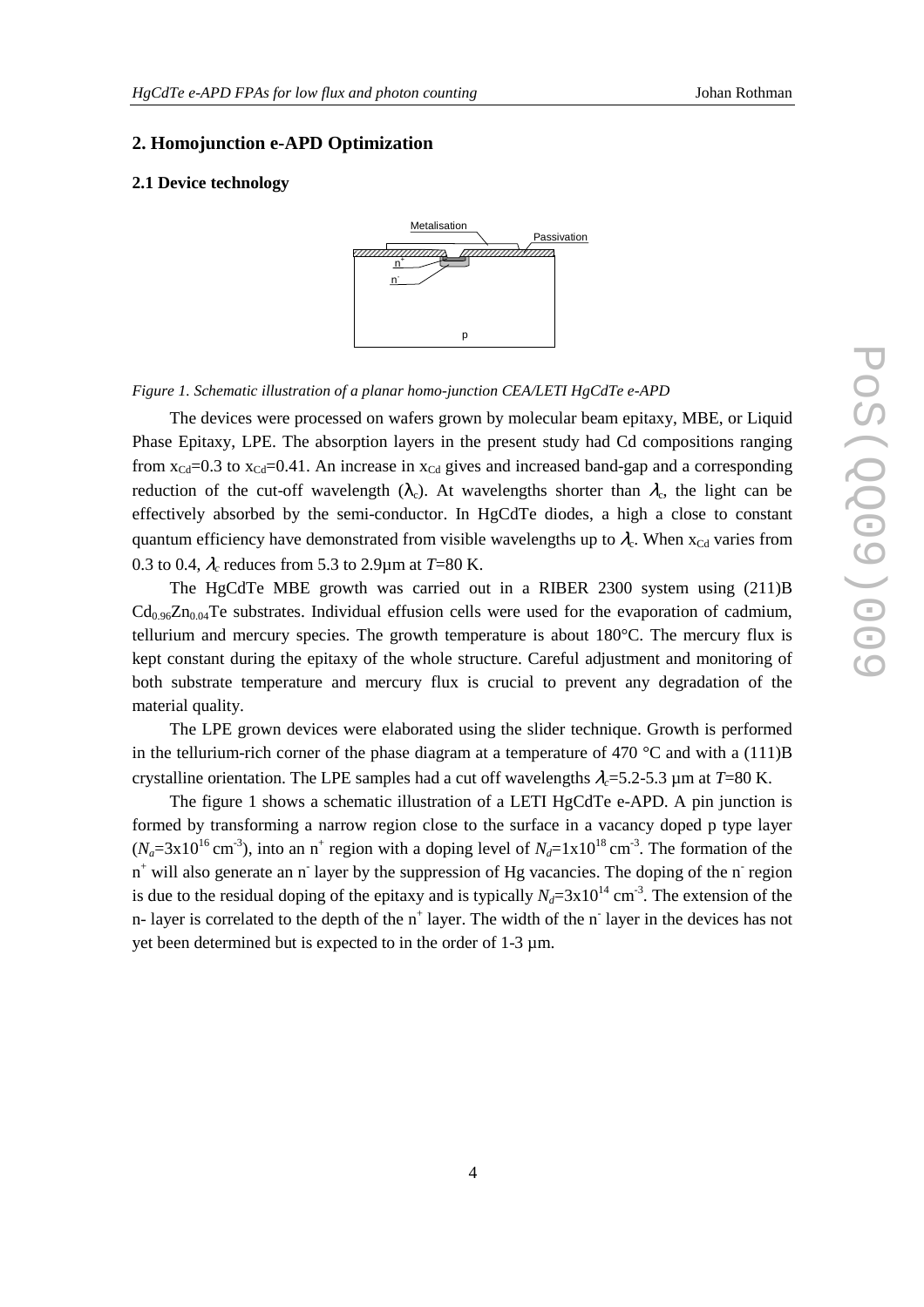## 2. Homojunction e-APD Optimization

### 2.1 Device technology

*Figure 1. Schematic illustration of a planar homo-junction CEA/LETI HgCdTe e-APD*

The devices were processed on wafers grown by molecular beam epitaxy, MBE, or Liquid Phase Epitaxy, LPE. The absorption layers in the present study had Cd compositions ranging from $x_{Cd}$=0.3 to $x_{Cd}$=0.41. An increase in $x_{Cd}$ gives and increased band-gap and a corresponding reduction of the cut-off wavelength ($\lambda_c$). At wavelengths shorter than $\lambda_c$, the light can be effectively absorbed by the semi-conductor. In HgCdTe diodes, a high a close to constant quantum efficiency have demonstrated from visible wavelengths up to $\lambda_c$. When $x_{Cd}$ varies from 0.3 to 0.4, $\lambda_c$ reduces from 5.3 to 2.9µm at $T$=80 K.

The HgCdTe MBE growth was carried out in a RIBER 2300 system using (211)B $Cd_{0.96}Zn_{0.04}Te$ substrates. Individual effusion cells were used for the evaporation of cadmium, tellurium and mercury species. The growth temperature is about 180°C. The mercury flux is kept constant during the epitaxy of the whole structure. Careful adjustment and monitoring of both substrate temperature and mercury flux is crucial to prevent any degradation of the material quality.

The LPE grown devices were elaborated using the slider technique. Growth is performed in the tellurium-rich corner of the phase diagram at a temperature of 470 °C and with a (111)B crystalline orientation. The LPE samples had a cut off wavelengths $\lambda_c$=5.2-5.3 µm at $T$=80 K.

The figure 1 shows a schematic illustration of a LETI HgCdTe e-APD. A pin junction is formed by transforming a narrow region close to the surface in a vacancy doped p type layer ($N_a$=3x10$^{16}$ cm$^{-3}$), into an n$^+$ region with a doping level of $N_d$=1x10$^{18}$ cm$^{-3}$. The formation of the n$^+$ will also generate an n$^-$ layer by the suppression of Hg vacancies. The doping of the n$^-$ region is due to the residual doping of the epitaxy and is typically $N_d$=3x10$^{14}$ cm$^{-3}$. The extension of the n- layer is correlated to the depth of the n$^+$ layer. The width of the n$^-$ layer in the devices has not yet been determined but is expected to in the order of 1-3 µm.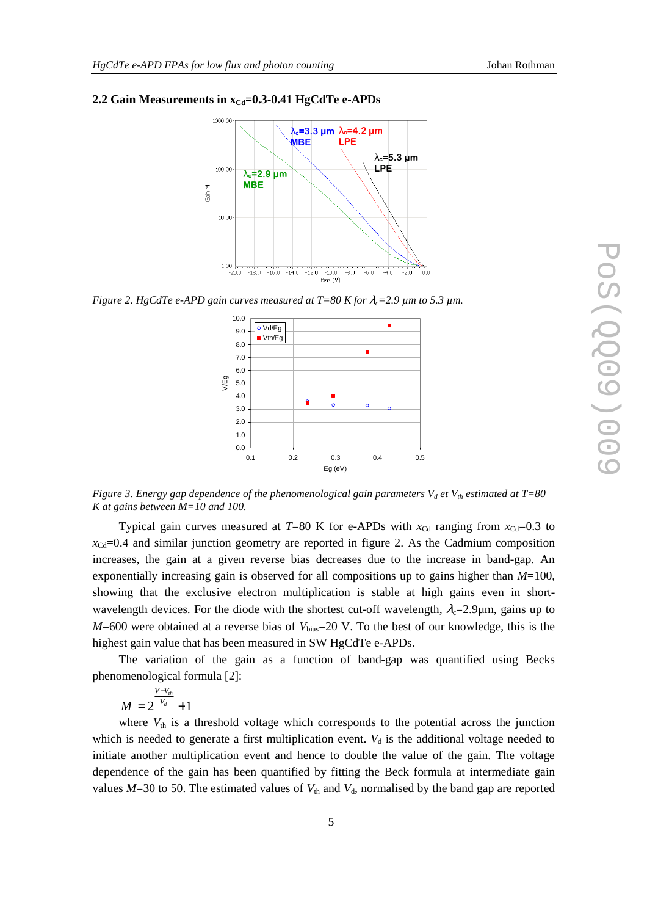## 2.2 Gain Measurements in $x_{Cd}$=0.3-0.41 HgCdTe e-APDs

*Figure 2. HgCdTe e-APD gain curves measured at T=80 K for $\lambda_c$=2.9 µm to 5.3 µm.*

*Figure 3. Energy gap dependence of the phenomenological gain parameters $V_d$ et $V_{th}$ estimated at T=80 K at gains between M=10 and 100.*

Typical gain curves measured at $T$=80 K for e-APDs with $x_{Cd}$ ranging from $x_{Cd}$=0.3 to $x_{Cd}$=0.4 and similar junction geometry are reported in figure 2. As the Cadmium composition increases, the gain at a given reverse bias decreases due to the increase in band-gap. An exponentially increasing gain is observed for all compositions up to gains higher than $M$=100, showing that the exclusive electron multiplication is stable at high gains even in short-wavelength devices. For the diode with the shortest cut-off wavelength, $\lambda_c$=2.9µm, gains up to $M$=600 were obtained at a reverse bias of $V_{bias}$=20 V. To the best of our knowledge, this is the highest gain value that has been measured in SW HgCdTe e-APDs.

The variation of the gain as a function of band-gap was quantified using Becks phenomenological formula [2]:

$$M = 2^{\frac{V - V_{th}}{V_d}} + 1$$

where $V_{th}$ is a threshold voltage which corresponds to the potential across the junction which is needed to generate a first multiplication event. $V_d$ is the additional voltage needed to initiate another multiplication event and hence to double the value of the gain. The voltage dependence of the gain has been quantified by fitting the Beck formula at intermediate gain values $M$=30 to 50. The estimated values of $V_{th}$ and $V_d$, normalised by the band gap are reported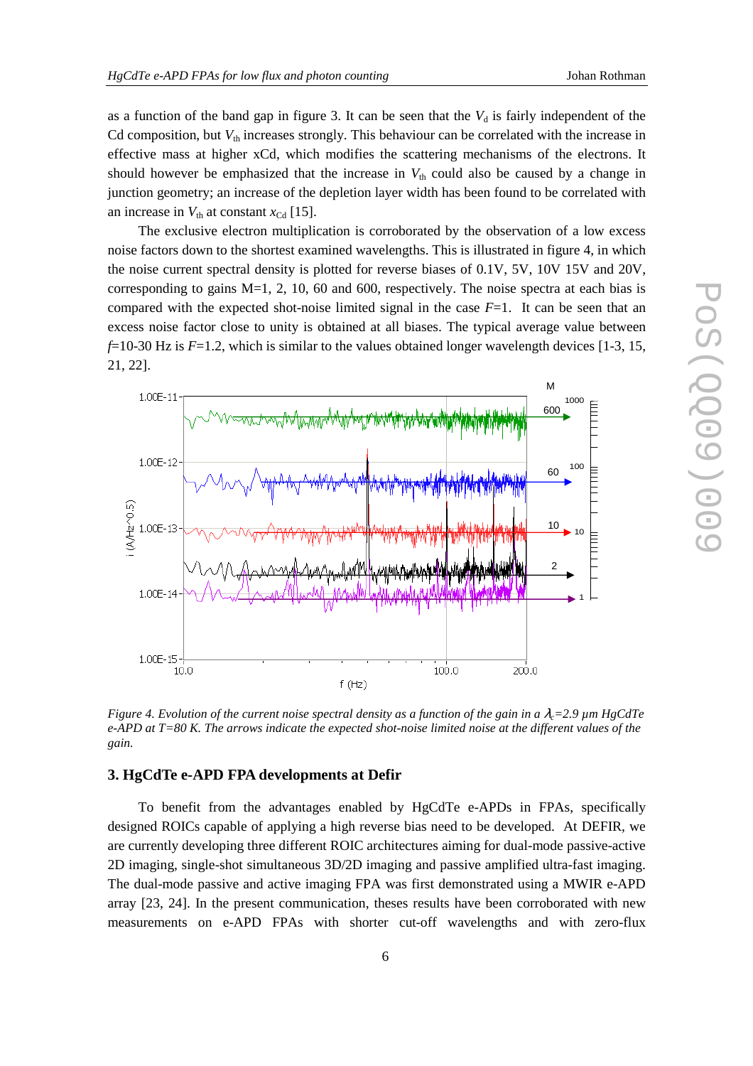as a function of the band gap in figure 3. It can be seen that the $V_d$ is fairly independent of the Cd composition, but $V_{th}$ increases strongly. This behaviour can be correlated with the increase in effective mass at higher xCd, which modifies the scattering mechanisms of the electrons. It should however be emphasized that the increase in $V_{th}$ could also be caused by a change in junction geometry; an increase of the depletion layer width has been found to be correlated with an increase in $V_{th}$ at constant $x_{Cd}$ [15].

The exclusive electron multiplication is corroborated by the observation of a low excess noise factors down to the shortest examined wavelengths. This is illustrated in figure 4, in which the noise current spectral density is plotted for reverse biases of 0.1V, 5V, 10V 15V and 20V, corresponding to gains M=1, 2, 10, 60 and 600, respectively. The noise spectra at each bias is compared with the expected shot-noise limited signal in the case $F$=1. It can be seen that an excess noise factor close to unity is obtained at all biases. The typical average value between $f$=10-30 Hz is $F$=1.2, which is similar to the values obtained longer wavelength devices [1-3, 15, 21, 22].

*Figure 4. Evolution of the current noise spectral density as a function of the gain in a $\lambda_c$=2.9 µm HgCdTe e-APD at T=80 K. The arrows indicate the expected shot-noise limited noise at the different values of the gain.*

## 3. HgCdTe e-APD FPA developments at Defir

To benefit from the advantages enabled by HgCdTe e-APDs in FPAs, specifically designed ROICs capable of applying a high reverse bias need to be developed. At DEFIR, we are currently developing three different ROIC architectures aiming for dual-mode passive-active 2D imaging, single-shot simultaneous 3D/2D imaging and passive amplified ultra-fast imaging. The dual-mode passive and active imaging FPA was first demonstrated using a MWIR e-APD array [23, 24]. In the present communication, theses results have been corroborated with new measurements on e-APD FPAs with shorter cut-off wavelengths and with zero-flux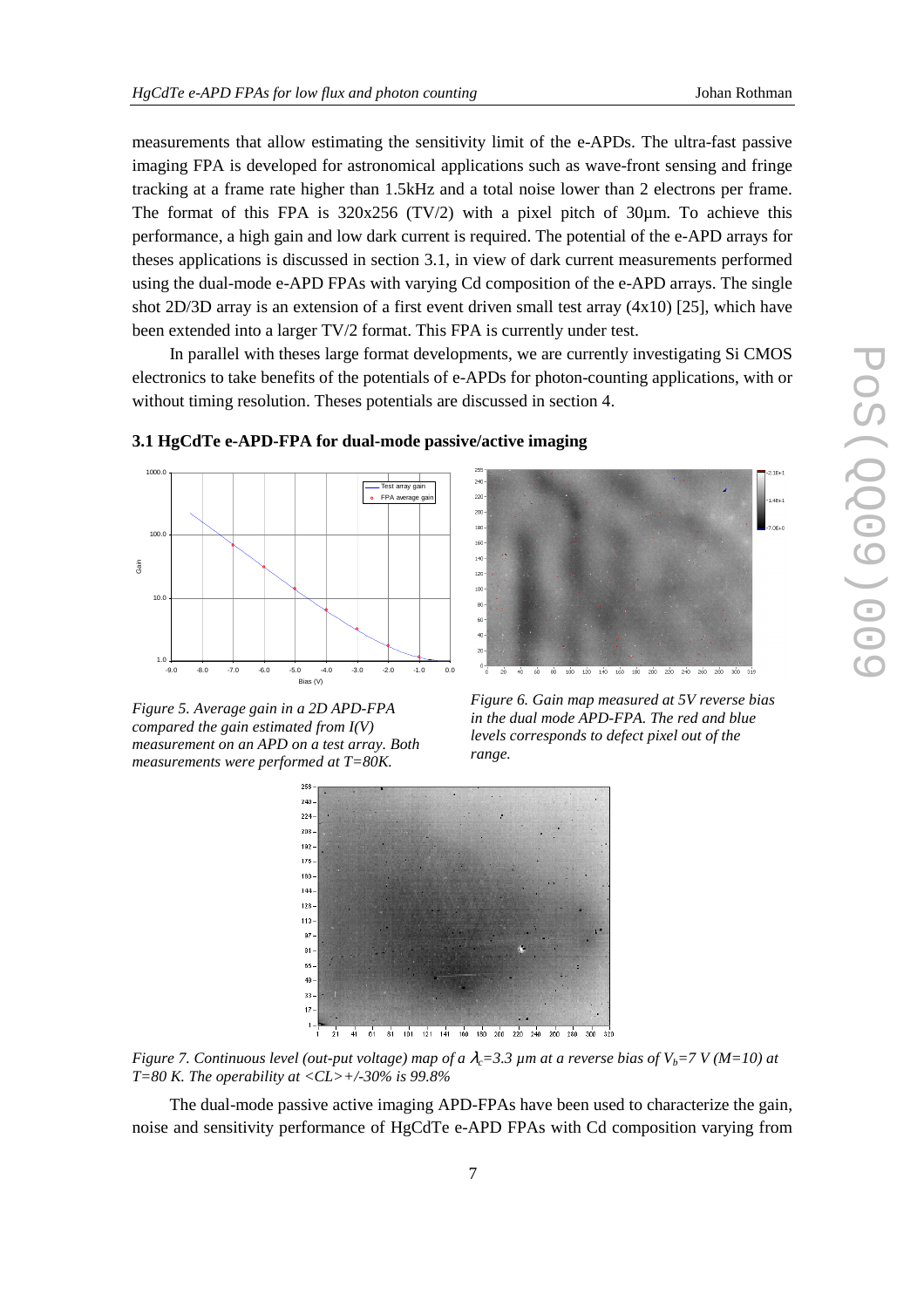measurements that allow estimating the sensitivity limit of the e-APDs. The ultra-fast passive imaging FPA is developed for astronomical applications such as wave-front sensing and fringe tracking at a frame rate higher than 1.5kHz and a total noise lower than 2 electrons per frame. The format of this FPA is 320x256 (TV/2) with a pixel pitch of 30µm. To achieve this performance, a high gain and low dark current is required. The potential of the e-APD arrays for theses applications is discussed in section 3.1, in view of dark current measurements performed using the dual-mode e-APD FPAs with varying Cd composition of the e-APD arrays. The single shot 2D/3D array is an extension of a first event driven small test array (4x10) [25], which have been extended into a larger TV/2 format. This FPA is currently under test.

In parallel with theses large format developments, we are currently investigating Si CMOS electronics to take benefits of the potentials of e-APDs for photon-counting applications, with or without timing resolution. Theses potentials are discussed in section 4.

### 3.1 HgCdTe e-APD-FPA for dual-mode passive/active imaging

*Figure 5. Average gain in a 2D APD-FPA compared the gain estimated from I(V) measurement on an APD on a test array. Both measurements were performed at T=80K.*

*Figure 6. Gain map measured at 5V reverse bias in the dual mode APD-FPA. The red and blue levels corresponds to defect pixel out of the range.*

*Figure 7. Continuous level (out-put voltage) map of a $\lambda_c$=3.3 µm at a reverse bias of $V_b$=7 V (M=10) at T=80 K. The operability at <CL>+/-30% is 99.8%*

The dual-mode passive active imaging APD-FPAs have been used to characterize the gain, noise and sensitivity performance of HgCdTe e-APD FPAs with Cd composition varying from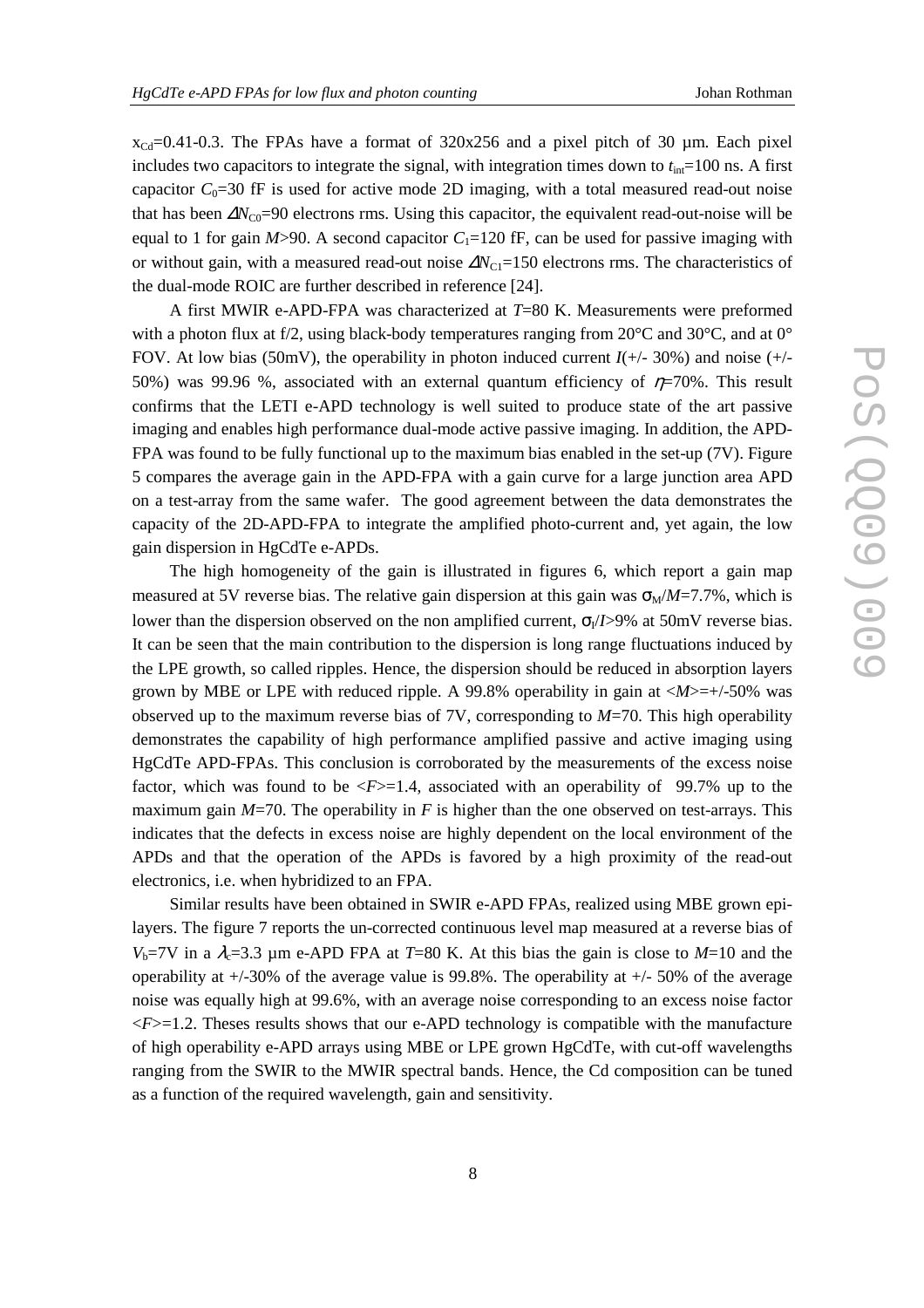$x_{Cd}$=0.41-0.3. The FPAs have a format of 320x256 and a pixel pitch of 30 µm. Each pixel includes two capacitors to integrate the signal, with integration times down to $t_{int}$=100 ns. A first capacitor $C_0$=30 fF is used for active mode 2D imaging, with a total measured read-out noise that has been $\Delta N_{C0}$=90 electrons rms. Using this capacitor, the equivalent read-out-noise will be equal to 1 for gain $M$>90. A second capacitor $C_1$=120 fF, can be used for passive imaging with or without gain, with a measured read-out noise $\Delta N_{C1}$=150 electrons rms. The characteristics of the dual-mode ROIC are further described in reference [24].

A first MWIR e-APD-FPA was characterized at $T$=80 K. Measurements were preformed with a photon flux at f/2, using black-body temperatures ranging from 20°C and 30°C, and at 0° FOV. At low bias (50mV), the operability in photon induced current $I$(+/- 30%) and noise (+/- 50%) was 99.96 %, associated with an external quantum efficiency of $\eta$=70%. This result confirms that the LETI e-APD technology is well suited to produce state of the art passive imaging and enables high performance dual-mode active passive imaging. In addition, the APD-FPA was found to be fully functional up to the maximum bias enabled in the set-up (7V). Figure 5 compares the average gain in the APD-FPA with a gain curve for a large junction area APD on a test-array from the same wafer. The good agreement between the data demonstrates the capacity of the 2D-APD-FPA to integrate the amplified photo-current and, yet again, the low gain dispersion in HgCdTe e-APDs.

The high homogeneity of the gain is illustrated in figures 6, which report a gain map measured at 5V reverse bias. The relative gain dispersion at this gain was $\sigma_M/M$=7.7%, which is lower than the dispersion observed on the non amplified current, $\sigma_I/I$>9% at 50mV reverse bias. It can be seen that the main contribution to the dispersion is long range fluctuations induced by the LPE growth, so called ripples. Hence, the dispersion should be reduced in absorption layers grown by MBE or LPE with reduced ripple. A 99.8% operability in gain at $<M>$=+/-50% was observed up to the maximum reverse bias of 7V, corresponding to $M$=70. This high operability demonstrates the capability of high performance amplified passive and active imaging using HgCdTe APD-FPAs. This conclusion is corroborated by the measurements of the excess noise factor, which was found to be $<F>$=1.4, associated with an operability of 99.7% up to the maximum gain $M$=70. The operability in $F$ is higher than the one observed on test-arrays. This indicates that the defects in excess noise are highly dependent on the local environment of the APDs and that the operation of the APDs is favored by a high proximity of the read-out electronics, i.e. when hybridized to an FPA.

Similar results have been obtained in SWIR e-APD FPAs, realized using MBE grown epi-layers. The figure 7 reports the un-corrected continuous level map measured at a reverse bias of $V_b$=7V in a $\lambda_c$=3.3 µm e-APD FPA at $T$=80 K. At this bias the gain is close to $M$=10 and the operability at +/-30% of the average value is 99.8%. The operability at +/- 50% of the average noise was equally high at 99.6%, with an average noise corresponding to an excess noise factor $<F>$=1.2. Theses results shows that our e-APD technology is compatible with the manufacture of high operability e-APD arrays using MBE or LPE grown HgCdTe, with cut-off wavelengths ranging from the SWIR to the MWIR spectral bands. Hence, the Cd composition can be tuned as a function of the required wavelength, gain and sensitivity.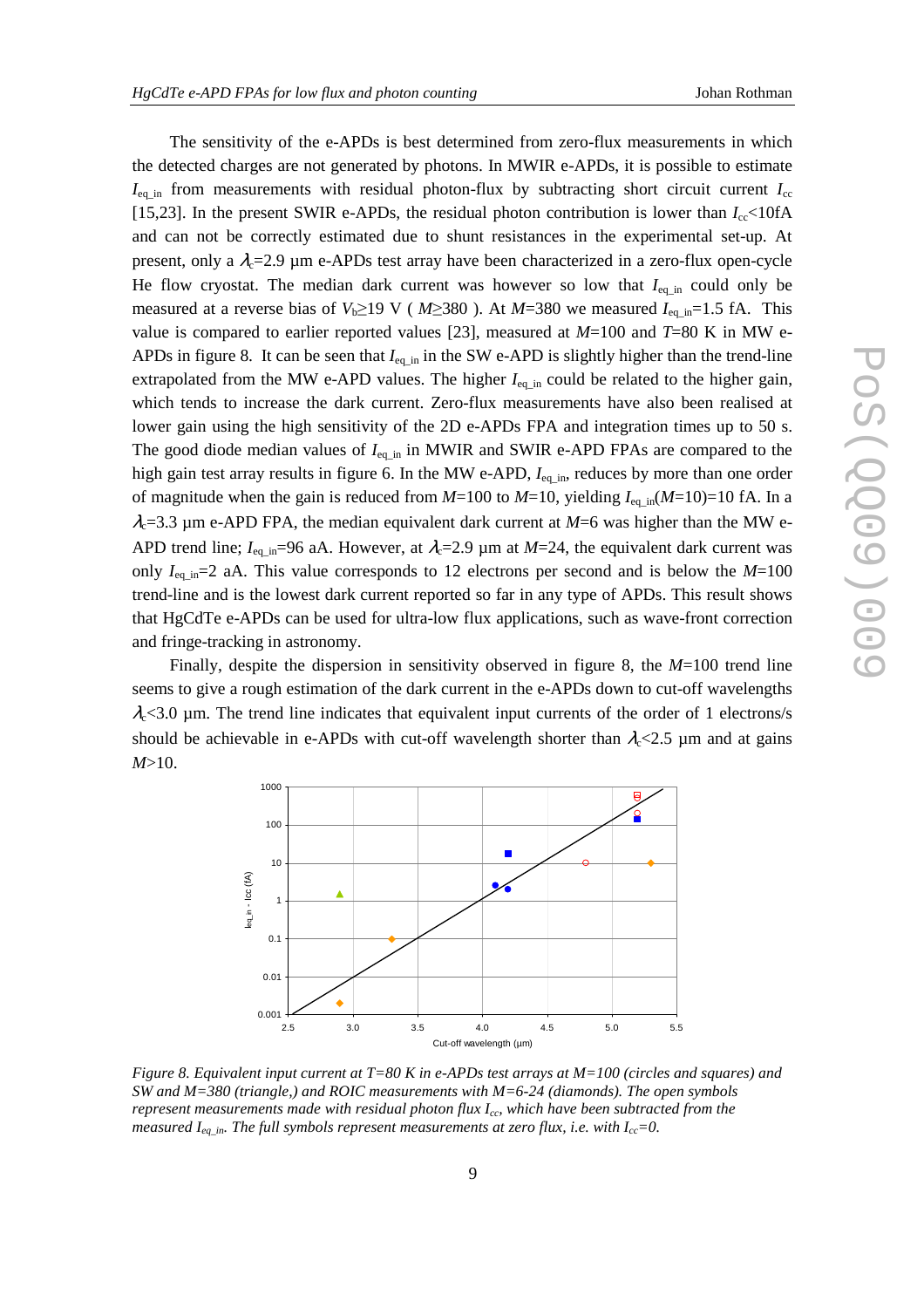The sensitivity of the e-APDs is best determined from zero-flux measurements in which the detected charges are not generated by photons. In MWIR e-APDs, it is possible to estimate $I_{eq\_in}$ from measurements with residual photon-flux by subtracting short circuit current $I_{cc}$ [15,23]. In the present SWIR e-APDs, the residual photon contribution is lower than $I_{cc}$<10fA and can not be correctly estimated due to shunt resistances in the experimental set-up. At present, only a $\lambda_c$=2.9 µm e-APDs test array have been characterized in a zero-flux open-cycle He flow cryostat. The median dark current was however so low that $I_{eq\_in}$ could only be measured at a reverse bias of $V_b$≥19 V ( $M$≥380 ). At $M$=380 we measured $I_{eq\_in}$=1.5 fA. This value is compared to earlier reported values [23], measured at $M$=100 and $T$=80 K in MW e-APDs in figure 8. It can be seen that $I_{eq\_in}$ in the SW e-APD is slightly higher than the trend-line extrapolated from the MW e-APD values. The higher $I_{eq\_in}$ could be related to the higher gain, which tends to increase the dark current. Zero-flux measurements have also been realised at lower gain using the high sensitivity of the 2D e-APDs FPA and integration times up to 50 s. The good diode median values of $I_{eq\_in}$ in MWIR and SWIR e-APD FPAs are compared to the high gain test array results in figure 6. In the MW e-APD, $I_{eq\_in}$, reduces by more than one order of magnitude when the gain is reduced from $M$=100 to $M$=10, yielding $I_{eq\_in}(M\text{=}10)$=10 fA. In a $\lambda_c$=3.3 µm e-APD FPA, the median equivalent dark current at $M$=6 was higher than the MW e-APD trend line; $I_{eq\_in}$=96 aA. However, at $\lambda_c$=2.9 µm at $M$=24, the equivalent dark current was only $I_{eq\_in}$=2 aA. This value corresponds to 12 electrons per second and is below the $M$=100 trend-line and is the lowest dark current reported so far in any type of APDs. This result shows that HgCdTe e-APDs can be used for ultra-low flux applications, such as wave-front correction and fringe-tracking in astronomy.

Finally, despite the dispersion in sensitivity observed in figure 8, the $M$=100 trend line seems to give a rough estimation of the dark current in the e-APDs down to cut-off wavelengths $\lambda_c$<3.0 µm. The trend line indicates that equivalent input currents of the order of 1 electrons/s should be achievable in e-APDs with cut-off wavelength shorter than $\lambda_c$<2.5 µm and at gains $M$>10.

*Figure 8. Equivalent input current at T=80 K in e-APDs test arrays at M=100 (circles and squares) and SW and M=380 (triangle,) and ROIC measurements with M=6-24 (diamonds). The open symbols represent measurements made with residual photon flux $I_{cc}$, which have been subtracted from the measured $I_{eq\_in}$. The full symbols represent measurements at zero flux, i.e. with $I_{cc}$=0.*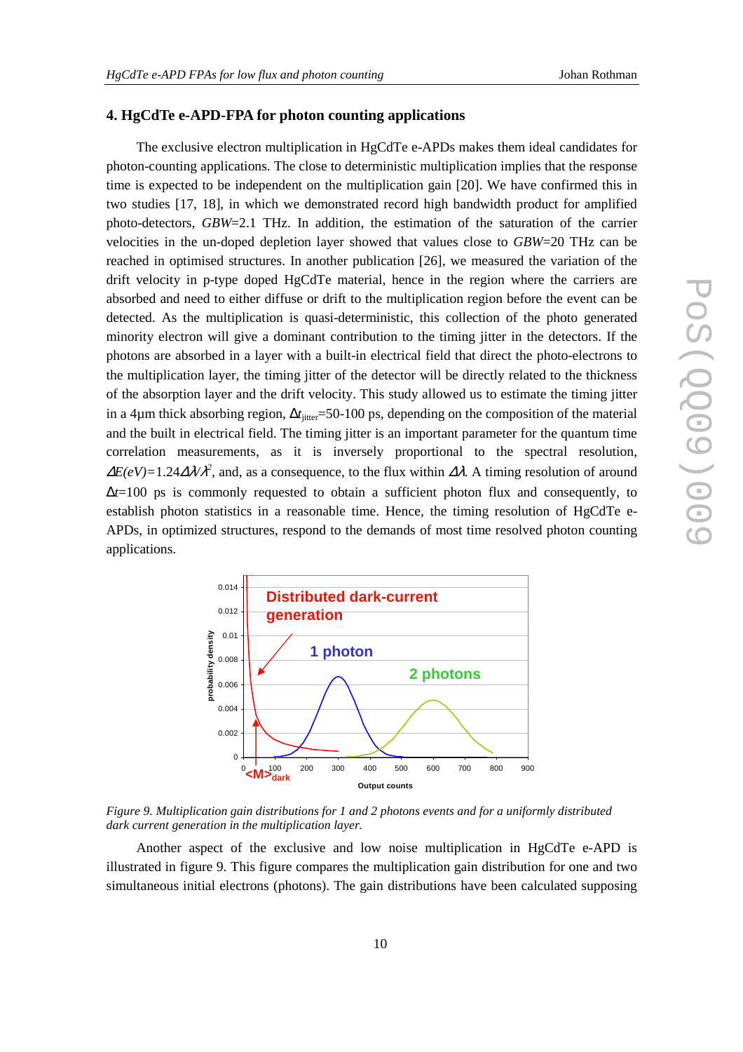## 4. HgCdTe e-APD-FPA for photon counting applications

The exclusive electron multiplication in HgCdTe e-APDs makes them ideal candidates for photon-counting applications. The close to deterministic multiplication implies that the response time is expected to be independent on the multiplication gain [20]. We have confirmed this in two studies [17, 18], in which we demonstrated record high bandwidth product for amplified photo-detectors, *GBW*=2.1 THz. In addition, the estimation of the saturation of the carrier velocities in the un-doped depletion layer showed that values close to *GBW*=20 THz can be reached in optimised structures. In another publication [26], we measured the variation of the drift velocity in p-type doped HgCdTe material, hence in the region where the carriers are absorbed and need to either diffuse or drift to the multiplication region before the event can be detected. As the multiplication is quasi-deterministic, this collection of the photo generated minority electron will give a dominant contribution to the timing jitter in the detectors. If the photons are absorbed in a layer with a built-in electrical field that direct the photo-electrons to the multiplication layer, the timing jitter of the detector will be directly related to the thickness of the absorption layer and the drift velocity. This study allowed us to estimate the timing jitter in a 4μm thick absorbing region, $\Delta t_{jitter}$=50-100 ps, depending on the composition of the material and the built in electrical field. The timing jitter is an important parameter for the quantum time correlation measurements, as it is inversely proportional to the spectral resolution, $\Delta E(eV)=1.24\Delta\lambda/\lambda^2$, and, as a consequence, to the flux within $\Delta\lambda$. A timing resolution of around $\Delta t$=100 ps is commonly requested to obtain a sufficient photon flux and consequently, to establish photon statistics in a reasonable time. Hence, the timing resolution of HgCdTe e-APDs, in optimized structures, respond to the demands of most time resolved photon counting applications.

*Figure 9. Multiplication gain distributions for 1 and 2 photons events and for a uniformly distributed dark current generation in the multiplication layer.*

Another aspect of the exclusive and low noise multiplication in HgCdTe e-APD is illustrated in figure 9. This figure compares the multiplication gain distribution for one and two simultaneous initial electrons (photons). The gain distributions have been calculated supposing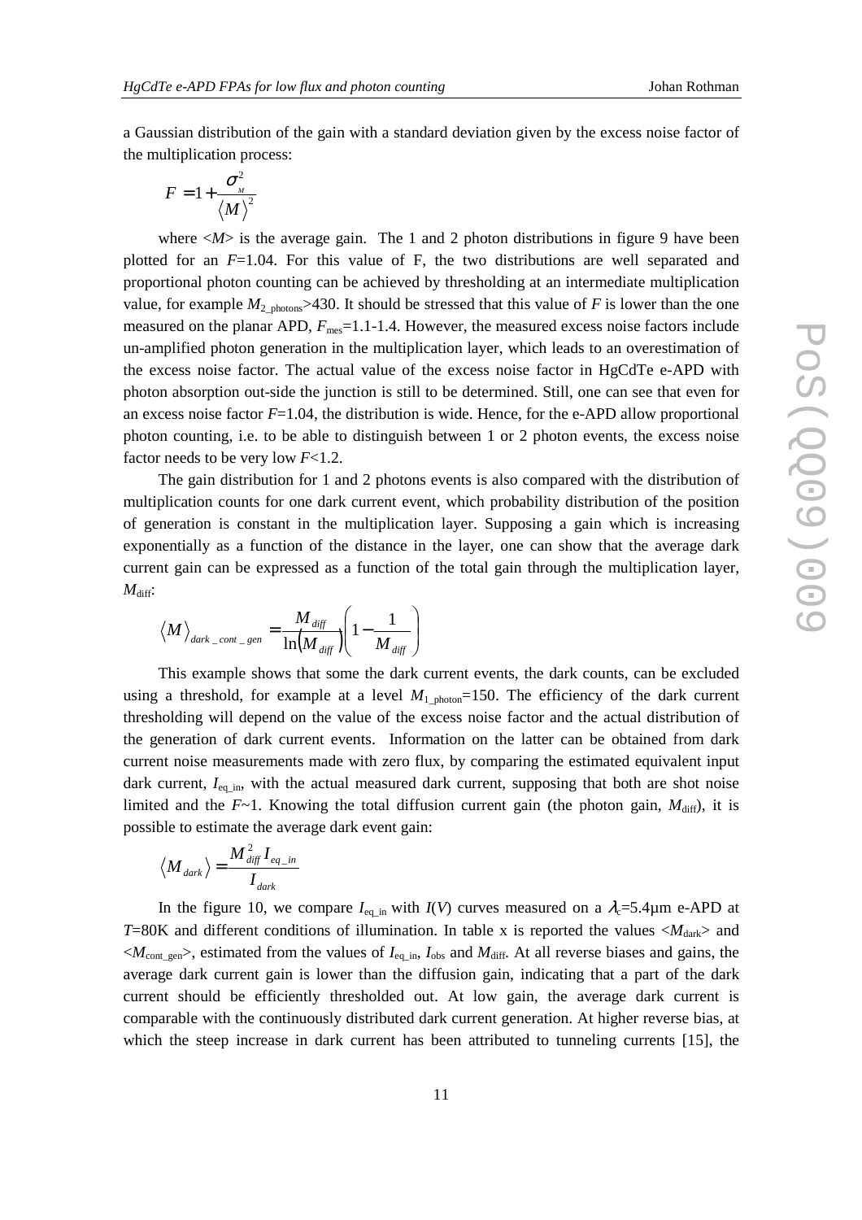a Gaussian distribution of the gain with a standard deviation given by the excess noise factor of the multiplication process:

$$F = 1 + \frac{\sigma_M^2}{\langle M \rangle^2}$$

where $\langle M \rangle$ is the average gain. The 1 and 2 photon distributions in figure 9 have been plotted for an $F$=1.04. For this value of F, the two distributions are well separated and proportional photon counting can be achieved by thresholding at an intermediate multiplication value, for example $M_{2\_photons}$>430. It should be stressed that this value of $F$ is lower than the one measured on the planar APD, $F_{mes}$=1.1-1.4. However, the measured excess noise factors include un-amplified photon generation in the multiplication layer, which leads to an overestimation of the excess noise factor. The actual value of the excess noise factor in HgCdTe e-APD with photon absorption out-side the junction is still to be determined. Still, one can see that even for an excess noise factor $F$=1.04, the distribution is wide. Hence, for the e-APD allow proportional photon counting, i.e. to be able to distinguish between 1 or 2 photon events, the excess noise factor needs to be very low $F$<1.2.

The gain distribution for 1 and 2 photons events is also compared with the distribution of multiplication counts for one dark current event, which probability distribution of the position of generation is constant in the multiplication layer. Supposing a gain which is increasing exponentially as a function of the distance in the layer, one can show that the average dark current gain can be expressed as a function of the total gain through the multiplication layer, $M_{diff}$:

$$\langle M \rangle_{dark\_cont\_gen} = \frac{M_{diff}}{\ln(M_{diff})}\left(1 - \frac{1}{M_{diff}}\right)$$

This example shows that some the dark current events, the dark counts, can be excluded using a threshold, for example at a level $M_{1\_photon}$=150. The efficiency of the dark current thresholding will depend on the value of the excess noise factor and the actual distribution of the generation of dark current events. Information on the latter can be obtained from dark current noise measurements made with zero flux, by comparing the estimated equivalent input dark current, $I_{eq\_in}$, with the actual measured dark current, supposing that both are shot noise limited and the $F$~1. Knowing the total diffusion current gain (the photon gain, $M_{diff}$), it is possible to estimate the average dark event gain:

$$\langle M_{dark} \rangle = \frac{M_{diff}^2 I_{eq\_in}}{I_{dark}}$$

In the figure 10, we compare $I_{eq\_in}$ with $I(V)$ curves measured on a $\lambda_c$=5.4µm e-APD at $T$=80K and different conditions of illumination. In table x is reported the values $\langle M_{dark} \rangle$ and $\langle M_{cont\_gen} \rangle$, estimated from the values of $I_{eq\_in}$, $I_{obs}$ and $M_{diff}$. At all reverse biases and gains, the average dark current gain is lower than the diffusion gain, indicating that a part of the dark current should be efficiently thresholded out. At low gain, the average dark current is comparable with the continuously distributed dark current generation. At higher reverse bias, at which the steep increase in dark current has been attributed to tunneling currents [15], the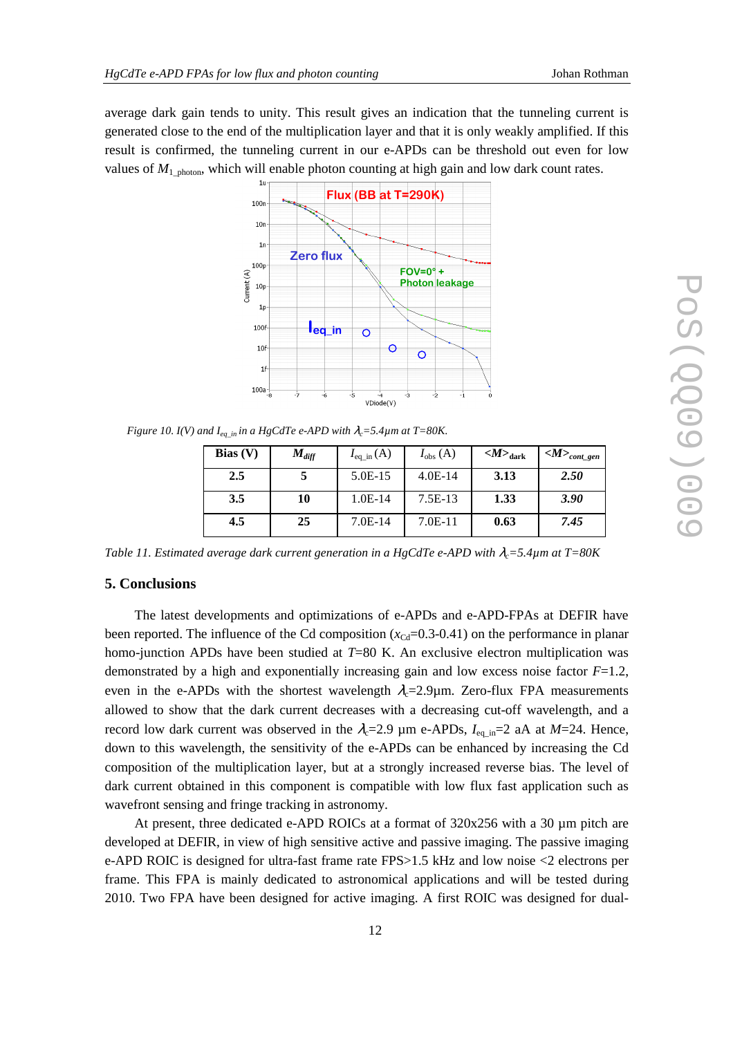average dark gain tends to unity. This result gives an indication that the tunneling current is generated close to the end of the multiplication layer and that it is only weakly amplified. If this result is confirmed, the tunneling current in our e-APDs can be threshold out even for low values of $M_{1\_photon}$, which will enable photon counting at high gain and low dark count rates.

*Figure 10. I(V) and $I_{eq\_in}$ in a HgCdTe e-APD with $\lambda_c$=5.4µm at T=80K.*

| Bias (V) | $M_{diff}$ | $I_{eq\_in}$ (A) | $I_{obs}$ (A) | $<M>_{dark}$ | $<M>_{cont\_gen}$ |
|---|---|---|---|---|---|
| **2.5** | **5** | 5.0E-15 | 4.0E-14 | **3.13** | ***2.50*** |
| **3.5** | **10** | 1.0E-14 | 7.5E-13 | **1.33** | ***3.90*** |
| **4.5** | **25** | 7.0E-14 | 7.0E-11 | **0.63** | ***7.45*** |

*Table 11. Estimated average dark current generation in a HgCdTe e-APD with $\lambda_c$=5.4µm at T=80K*

## 5. Conclusions

The latest developments and optimizations of e-APDs and e-APD-FPAs at DEFIR have been reported. The influence of the Cd composition ($x_{Cd}$=0.3-0.41) on the performance in planar homo-junction APDs have been studied at $T$=80 K. An exclusive electron multiplication was demonstrated by a high and exponentially increasing gain and low excess noise factor $F$=1.2, even in the e-APDs with the shortest wavelength $\lambda_c$=2.9µm. Zero-flux FPA measurements allowed to show that the dark current decreases with a decreasing cut-off wavelength, and a record low dark current was observed in the $\lambda_c$=2.9 µm e-APDs, $I_{eq\_in}$=2 aA at $M$=24. Hence, down to this wavelength, the sensitivity of the e-APDs can be enhanced by increasing the Cd composition of the multiplication layer, but at a strongly increased reverse bias. The level of dark current obtained in this component is compatible with low flux fast application such as wavefront sensing and fringe tracking in astronomy.

At present, three dedicated e-APD ROICs at a format of 320x256 with a 30 µm pitch are developed at DEFIR, in view of high sensitive active and passive imaging. The passive imaging e-APD ROIC is designed for ultra-fast frame rate FPS>1.5 kHz and low noise <2 electrons per frame. This FPA is mainly dedicated to astronomical applications and will be tested during 2010. Two FPA have been designed for active imaging. A first ROIC was designed for dual-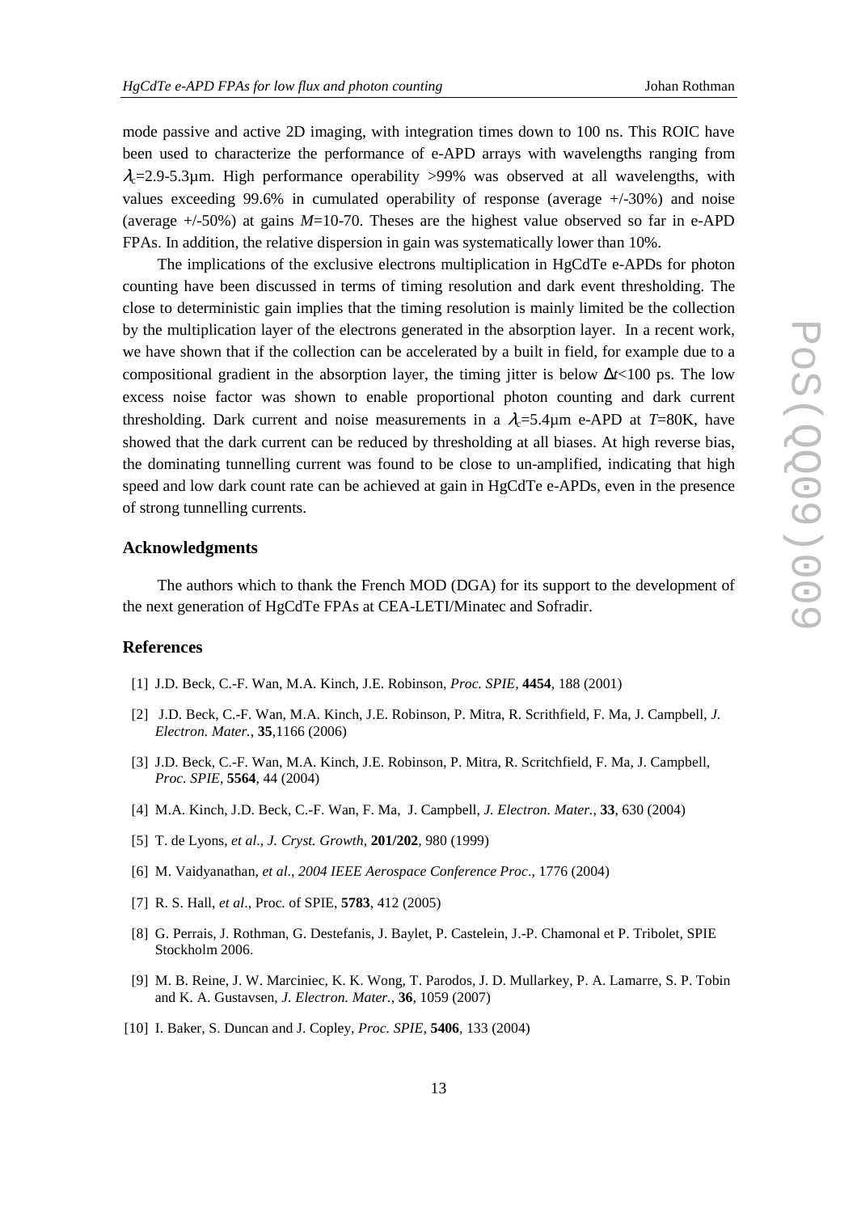mode passive and active 2D imaging, with integration times down to 100 ns. This ROIC have been used to characterize the performance of e-APD arrays with wavelengths ranging from $\lambda_c$=2.9-5.3µm. High performance operability >99% was observed at all wavelengths, with values exceeding 99.6% in cumulated operability of response (average +/-30%) and noise (average +/-50%) at gains $M$=10-70. Theses are the highest value observed so far in e-APD FPAs. In addition, the relative dispersion in gain was systematically lower than 10%.

The implications of the exclusive electrons multiplication in HgCdTe e-APDs for photon counting have been discussed in terms of timing resolution and dark event thresholding. The close to deterministic gain implies that the timing resolution is mainly limited be the collection by the multiplication layer of the electrons generated in the absorption layer. In a recent work, we have shown that if the collection can be accelerated by a built in field, for example due to a compositional gradient in the absorption layer, the timing jitter is below $\Delta t$<100 ps. The low excess noise factor was shown to enable proportional photon counting and dark current thresholding. Dark current and noise measurements in a $\lambda_c$=5.4µm e-APD at $T$=80K, have showed that the dark current can be reduced by thresholding at all biases. At high reverse bias, the dominating tunnelling current was found to be close to un-amplified, indicating that high speed and low dark count rate can be achieved at gain in HgCdTe e-APDs, even in the presence of strong tunnelling currents.

## Acknowledgments

The authors which to thank the French MOD (DGA) for its support to the development of the next generation of HgCdTe FPAs at CEA-LETI/Minatec and Sofradir.

## References

[1] J.D. Beck, C.-F. Wan, M.A. Kinch, J.E. Robinson, *Proc. SPIE*, **4454**, 188 (2001)

[2] J.D. Beck, C.-F. Wan, M.A. Kinch, J.E. Robinson, P. Mitra, R. Scrithfield, F. Ma, J. Campbell, *J. Electron. Mater.*, **35**,1166 (2006)

[3] J.D. Beck, C.-F. Wan, M.A. Kinch, J.E. Robinson, P. Mitra, R. Scritchfield, F. Ma, J. Campbell, *Proc. SPIE*, **5564**, 44 (2004)

[4] M.A. Kinch, J.D. Beck, C.-F. Wan, F. Ma, J. Campbell, *J. Electron. Mater.*, **33**, 630 (2004)

[5] T. de Lyons, *et al.*, *J. Cryst. Growth*, **201/202**, 980 (1999)

[6] M. Vaidyanathan, *et al.*, *2004 IEEE Aerospace Conference Proc*., 1776 (2004)

[7] R. S. Hall, *et al*., Proc. of SPIE, **5783**, 412 (2005)

[8] G. Perrais, J. Rothman, G. Destefanis, J. Baylet, P. Castelein, J.-P. Chamonal et P. Tribolet, SPIE Stockholm 2006.

[9] M. B. Reine, J. W. Marciniec, K. K. Wong, T. Parodos, J. D. Mullarkey, P. A. Lamarre, S. P. Tobin and K. A. Gustavsen, *J. Electron. Mater.*, **36**, 1059 (2007)

[10] I. Baker, S. Duncan and J. Copley, *Proc. SPIE*, **5406**, 133 (2004)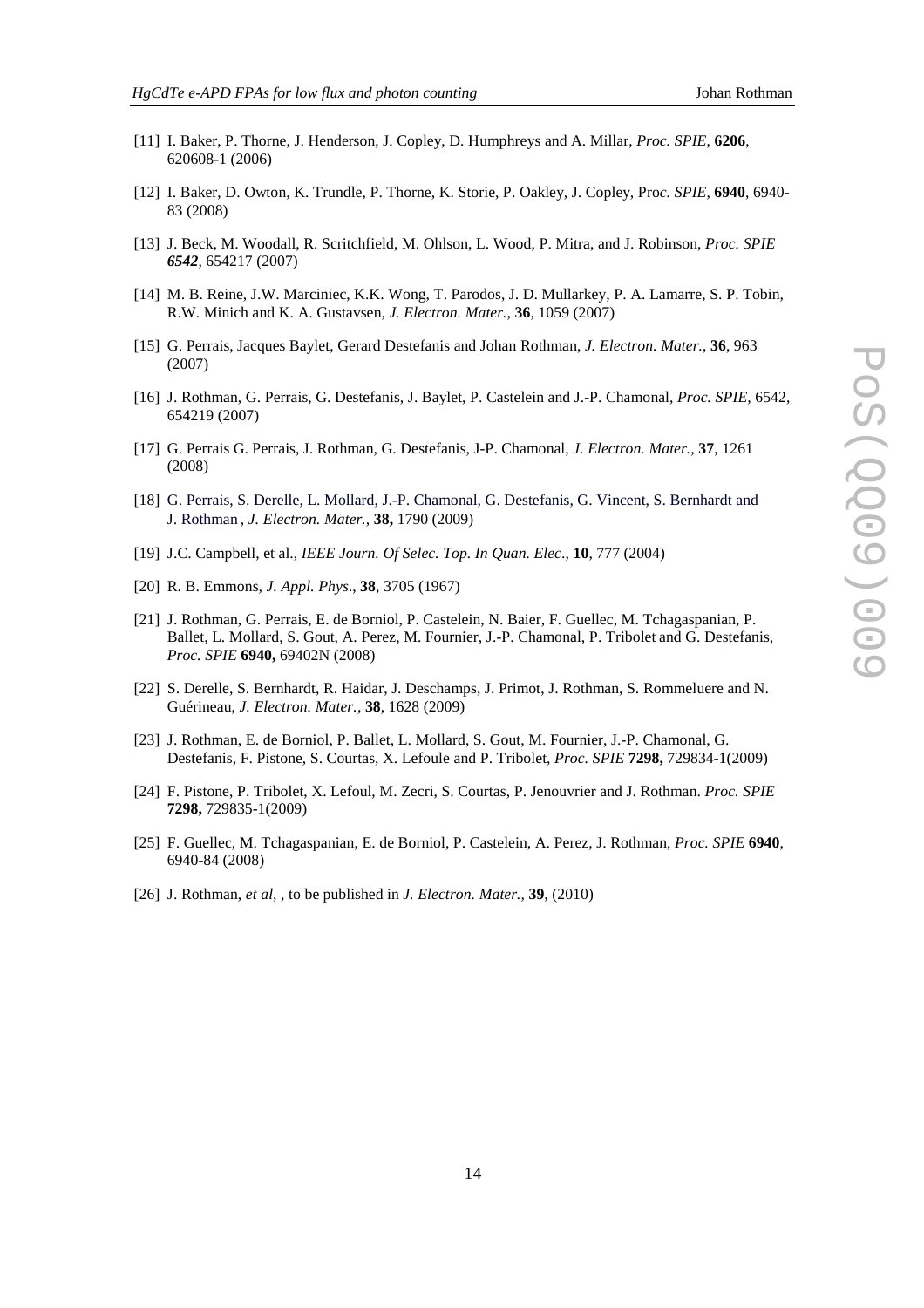[11] I. Baker, P. Thorne, J. Henderson, J. Copley, D. Humphreys and A. Millar, *Proc. SPIE*, **6206**, 620608-1 (2006)

[12] I. Baker, D. Owton, K. Trundle, P. Thorne, K. Storie, P. Oakley, J. Copley, Pro*c. SPIE*, **6940**, 6940-83 (2008)

[13] J. Beck, M. Woodall, R. Scritchfield, M. Ohlson, L. Wood, P. Mitra, and J. Robinson, *Proc. SPIE* ***6542***, 654217 (2007)

[14] M. B. Reine, J.W. Marciniec, K.K. Wong, T. Parodos, J. D. Mullarkey, P. A. Lamarre, S. P. Tobin, R.W. Minich and K. A. Gustavsen, *J. Electron. Mater.*, **36**, 1059 (2007)

[15] G. Perrais, Jacques Baylet, Gerard Destefanis and Johan Rothman, *J. Electron. Mater.*, **36**, 963 (2007)

[16] J. Rothman, G. Perrais, G. Destefanis, J. Baylet, P. Castelein and J.-P. Chamonal, *Proc. SPIE*, 6542, 654219 (2007)

[17] G. Perrais G. Perrais, J. Rothman, G. Destefanis, J-P. Chamonal, *J. Electron. Mater.*, **37**, 1261 (2008)

[18] G. Perrais, S. Derelle, L. Mollard, J.-P. Chamonal, G. Destefanis, G. Vincent, S. Bernhardt and J. Rothman , *J. Electron. Mater.*, **38,** 1790 (2009)

[19] J.C. Campbell, et al., *IEEE Journ. Of Selec. Top. In Quan. Elec.*, **10**, 777 (2004)

[20] R. B. Emmons, *J. Appl. Phys*., **38**, 3705 (1967)

[21] J. Rothman, G. Perrais, E. de Borniol, P. Castelein, N. Baier, F. Guellec, M. Tchagaspanian, P. Ballet, L. Mollard, S. Gout, A. Perez, M. Fournier, J.-P. Chamonal, P. Tribolet and G. Destefanis, *Proc. SPIE* **6940,** 69402N (2008)

[22] S. Derelle, S. Bernhardt, R. Haidar, J. Deschamps, J. Primot, J. Rothman, S. Rommeluere and N. Guérineau, *J. Electron. Mater.*, **38**, 1628 (2009)

[23] J. Rothman, E. de Borniol, P. Ballet, L. Mollard, S. Gout, M. Fournier, J.-P. Chamonal, G. Destefanis, F. Pistone, S. Courtas, X. Lefoule and P. Tribolet, *Proc. SPIE* **7298,** 729834-1(2009)

[24] F. Pistone, P. Tribolet, X. Lefoul, M. Zecri, S. Courtas, P. Jenouvrier and J. Rothman. *Proc. SPIE* **7298,** 729835-1(2009)

[25] F. Guellec, M. Tchagaspanian, E. de Borniol, P. Castelein, A. Perez, J. Rothman, *Proc. SPIE* **6940**, 6940-84 (2008)

[26] J. Rothman, *et al*, , to be published in *J. Electron. Mater.,* **39**, (2010)